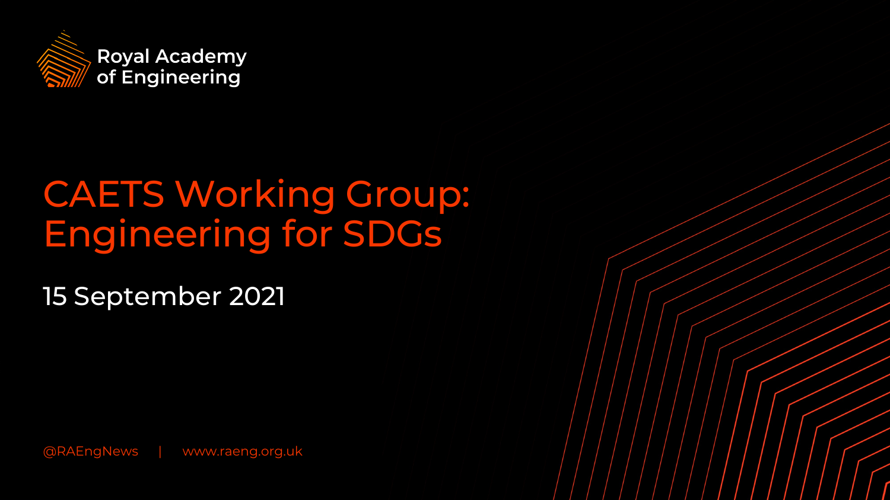Royal Academy of Engineering

# CAETS Working Group: Engineering for SDGs

15 September 2021

@RAEngNews | www.raeng.org.uk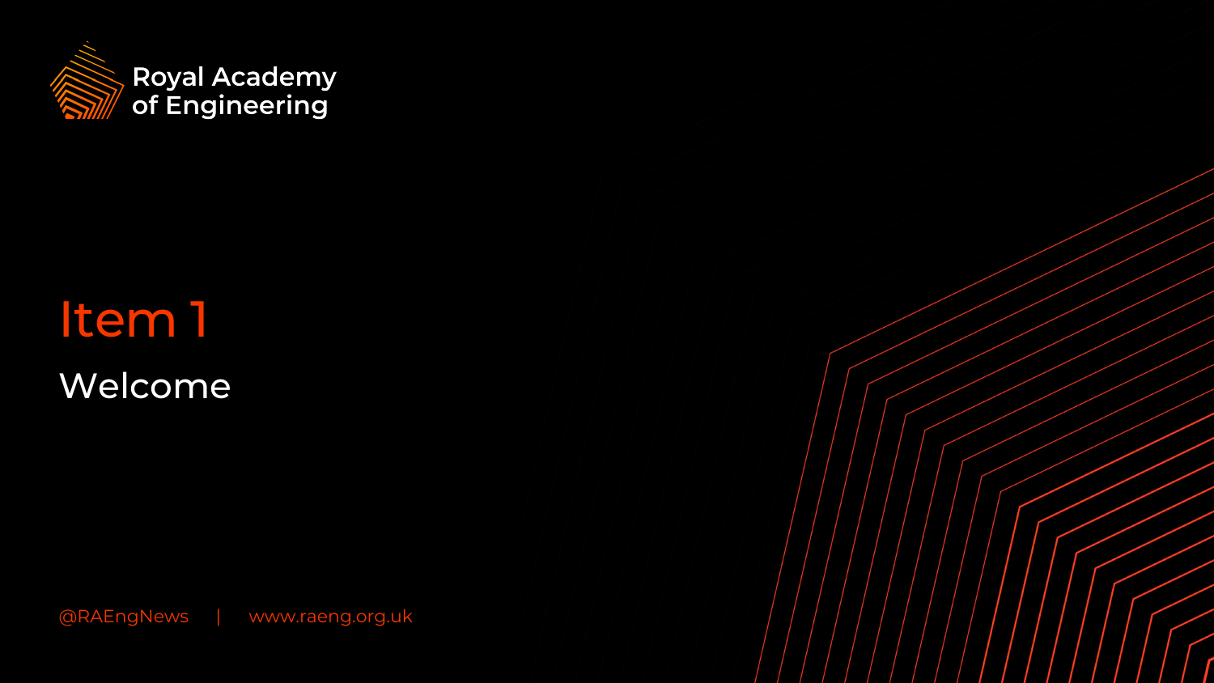Royal Academy of Engineering

# Item 1

## Welcome

@RAEngNews | www.raeng.org.uk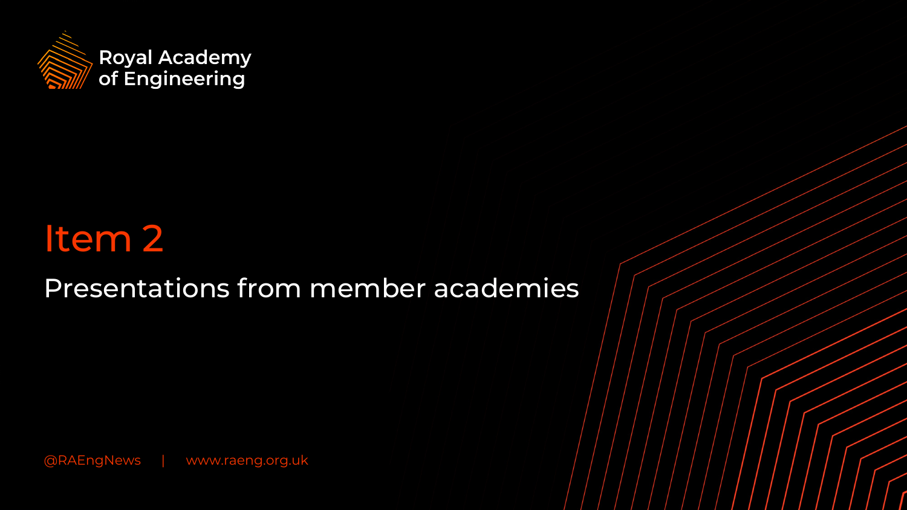Royal Academy of Engineering

# Item 2

## Presentations from member academies

@RAEngNews | www.raeng.org.uk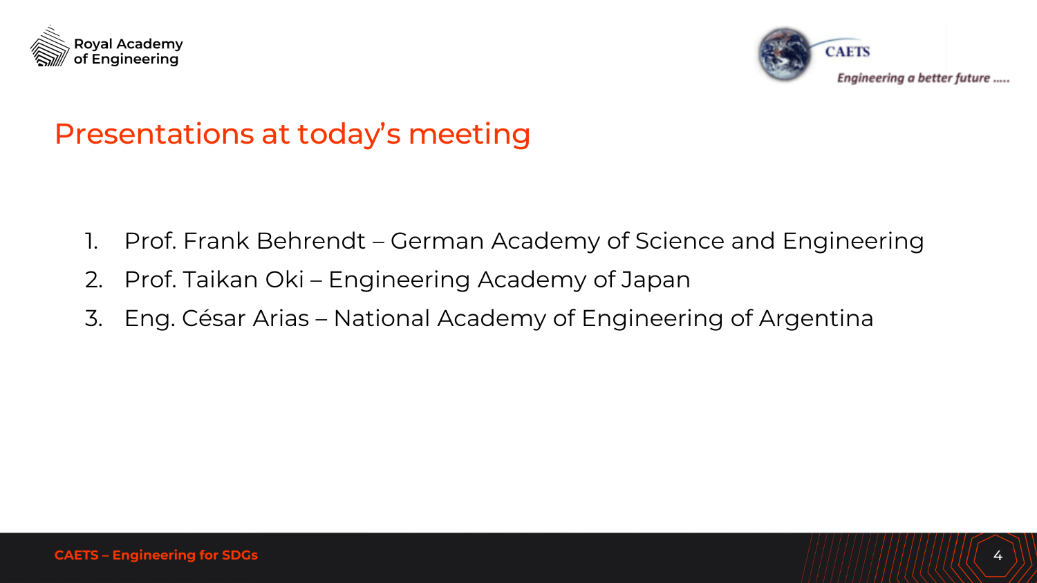# Presentations at today's meeting

1. Prof. Frank Behrendt – German Academy of Science and Engineering
2. Prof. Taikan Oki – Engineering Academy of Japan
3. Eng. César Arias – National Academy of Engineering of Argentina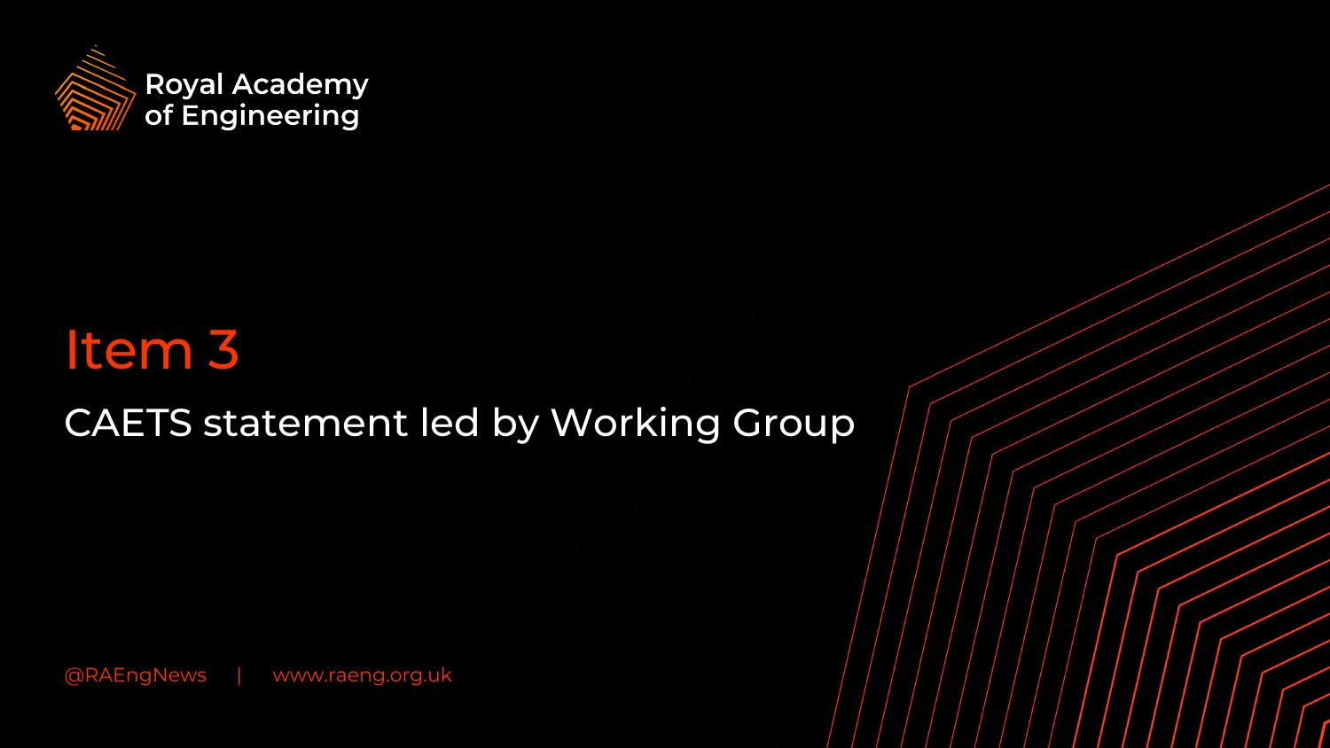Royal Academy of Engineering

# Item 3

## CAETS statement led by Working Group

@RAEngNews | www.raeng.org.uk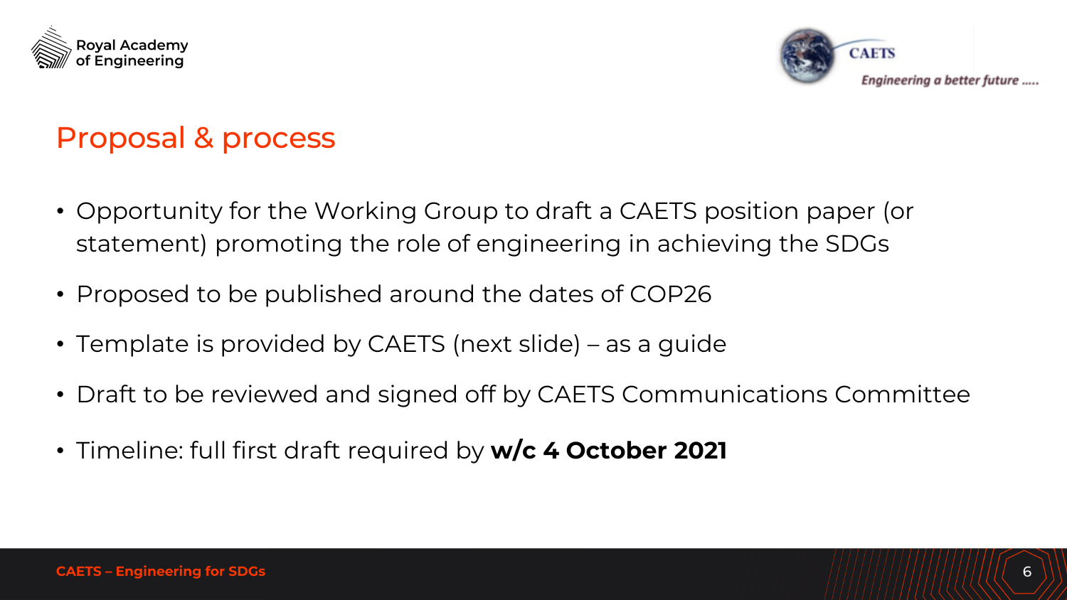# Proposal & process

- Opportunity for the Working Group to draft a CAETS position paper (or statement) promoting the role of engineering in achieving the SDGs
- Proposed to be published around the dates of COP26
- Template is provided by CAETS (next slide) – as a guide
- Draft to be reviewed and signed off by CAETS Communications Committee
- Timeline: full first draft required by **w/c 4 October 2021**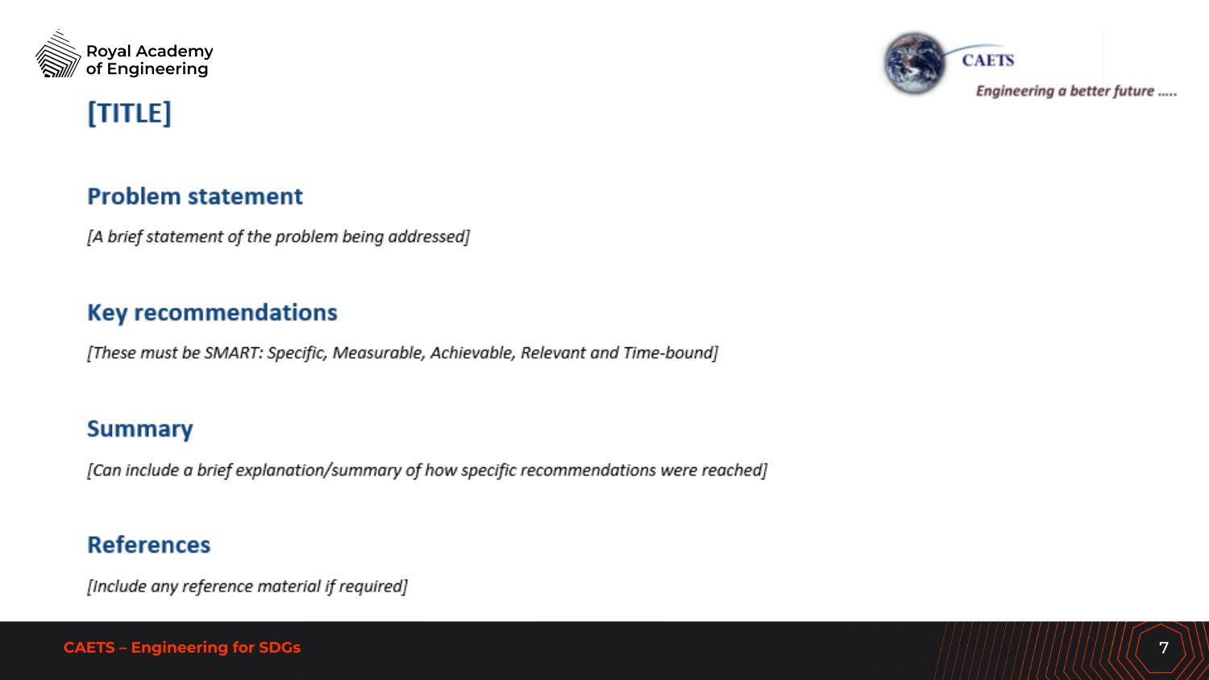# [TITLE]

## Problem statement

*[A brief statement of the problem being addressed]*

## Key recommendations

*[These must be SMART: Specific, Measurable, Achievable, Relevant and Time-bound]*

## Summary

*[Can include a brief explanation/summary of how specific recommendations were reached]*

## References

*[Include any reference material if required]*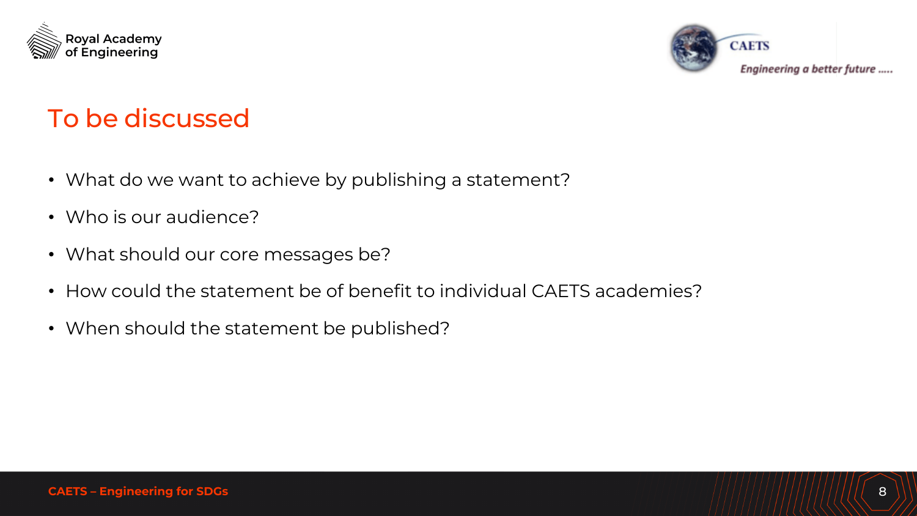# To be discussed

- What do we want to achieve by publishing a statement?
- Who is our audience?
- What should our core messages be?
- How could the statement be of benefit to individual CAETS academies?
- When should the statement be published?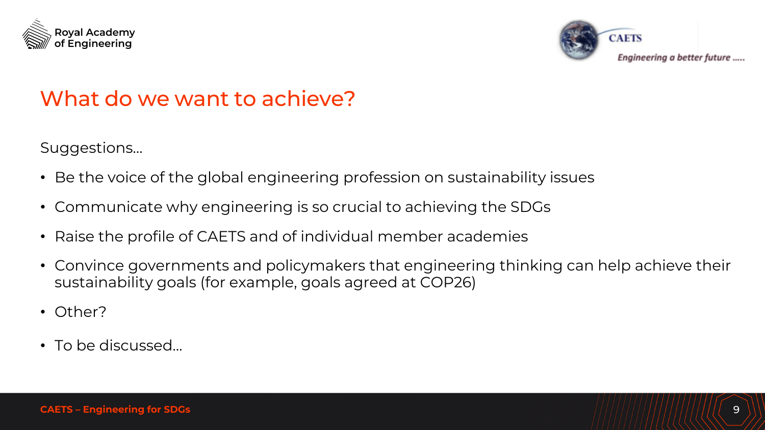# What do we want to achieve?

Suggestions…

- Be the voice of the global engineering profession on sustainability issues
- Communicate why engineering is so crucial to achieving the SDGs
- Raise the profile of CAETS and of individual member academies
- Convince governments and policymakers that engineering thinking can help achieve their sustainability goals (for example, goals agreed at COP26)
- Other?
- To be discussed…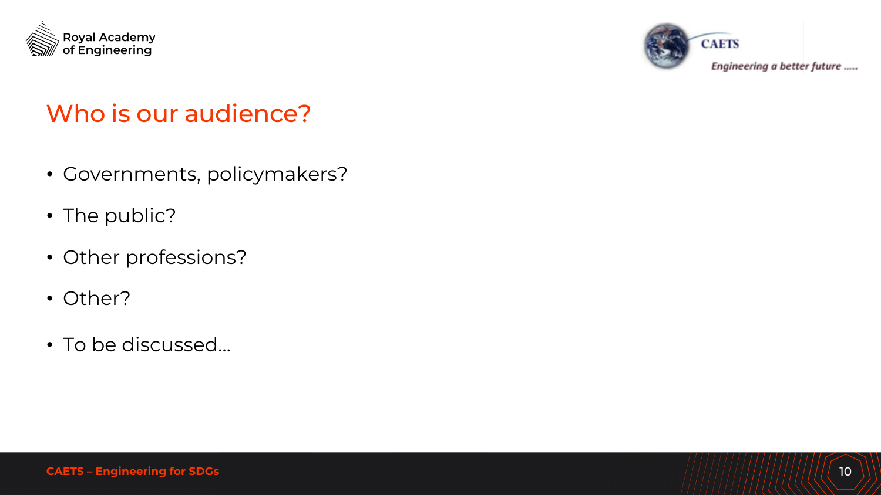## Who is our audience?

- Governments, policymakers?
- The public?
- Other professions?
- Other?
- To be discussed…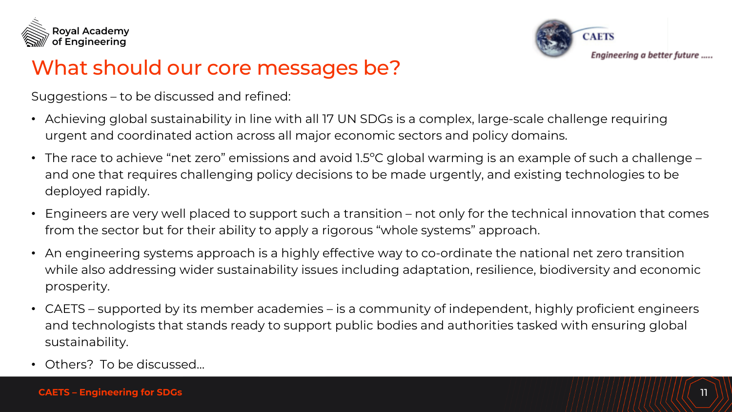# What should our core messages be?

Suggestions – to be discussed and refined:

- Achieving global sustainability in line with all 17 UN SDGs is a complex, large-scale challenge requiring urgent and coordinated action across all major economic sectors and policy domains.
- The race to achieve “net zero” emissions and avoid 1.5°C global warming is an example of such a challenge – and one that requires challenging policy decisions to be made urgently, and existing technologies to be deployed rapidly.
- Engineers are very well placed to support such a transition – not only for the technical innovation that comes from the sector but for their ability to apply a rigorous “whole systems” approach.
- An engineering systems approach is a highly effective way to co-ordinate the national net zero transition while also addressing wider sustainability issues including adaptation, resilience, biodiversity and economic prosperity.
- CAETS – supported by its member academies – is a community of independent, highly proficient engineers and technologists that stands ready to support public bodies and authorities tasked with ensuring global sustainability.
- Others? To be discussed…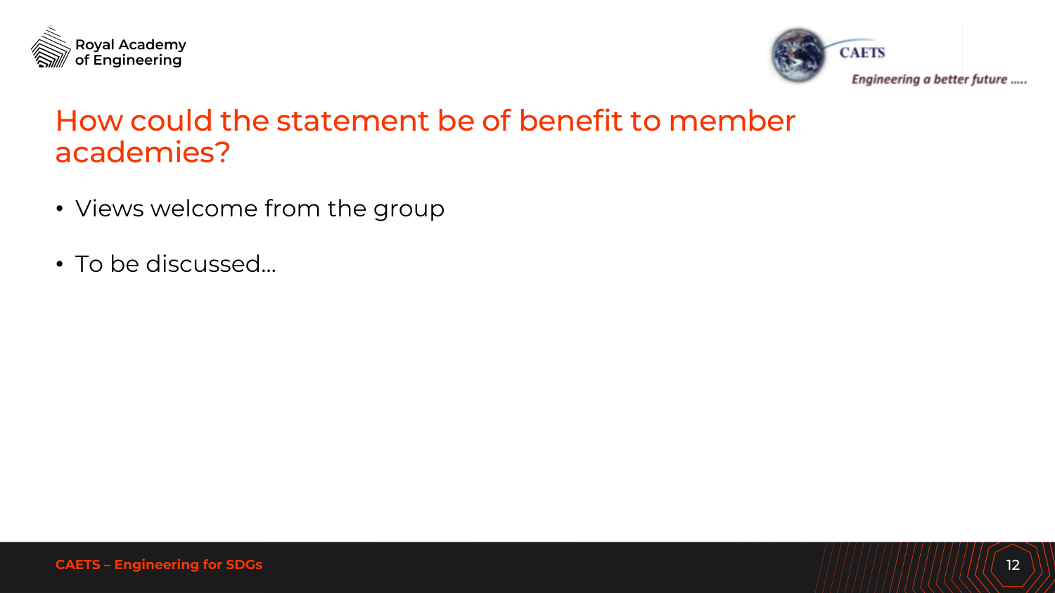# How could the statement be of benefit to member academies?

- Views welcome from the group
- To be discussed...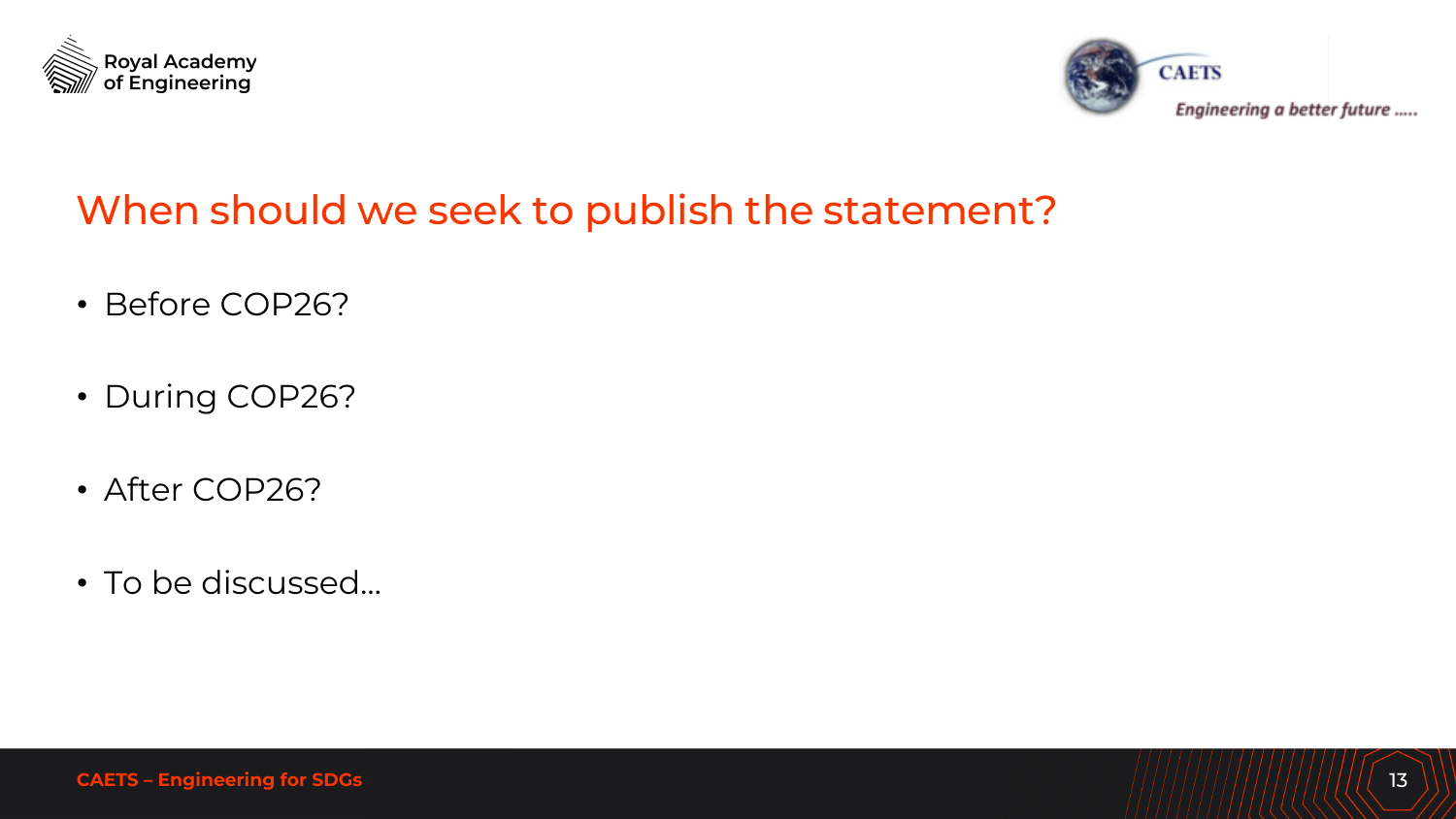## When should we seek to publish the statement?

- Before COP26?
- During COP26?
- After COP26?
- To be discussed…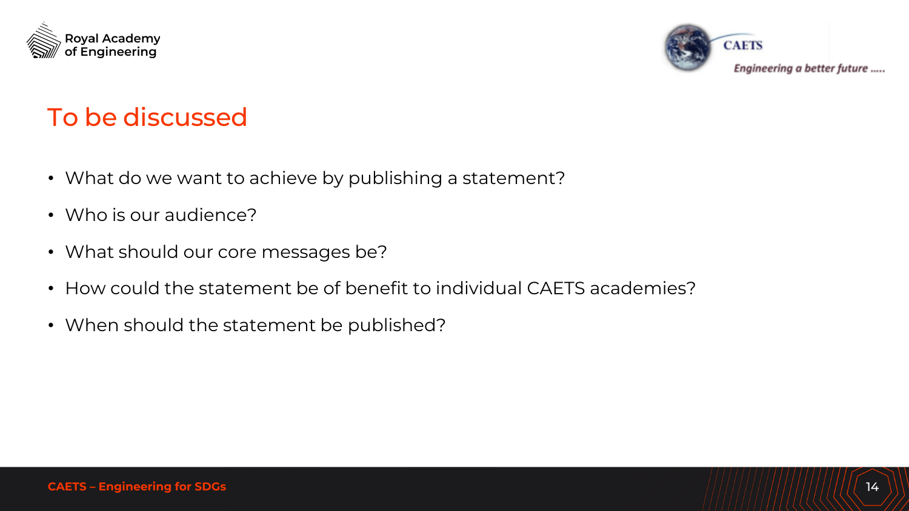## To be discussed

- What do we want to achieve by publishing a statement?
- Who is our audience?
- What should our core messages be?
- How could the statement be of benefit to individual CAETS academies?
- When should the statement be published?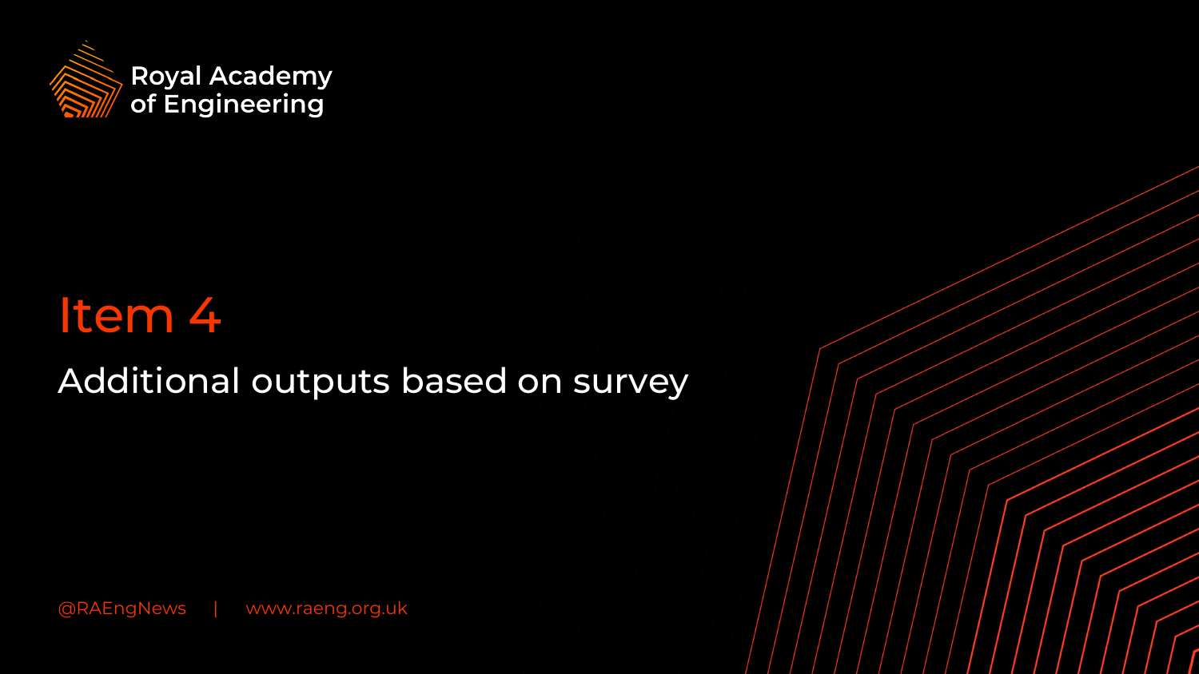Royal Academy of Engineering

# Item 4

## Additional outputs based on survey

@RAEngNews | www.raeng.org.uk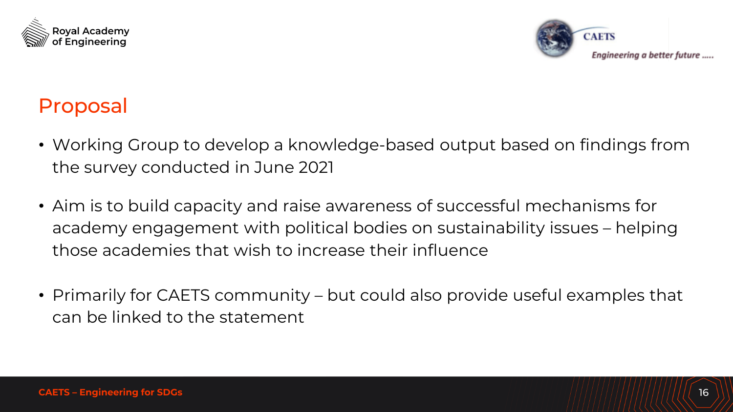# Proposal

- Working Group to develop a knowledge-based output based on findings from the survey conducted in June 2021
- Aim is to build capacity and raise awareness of successful mechanisms for academy engagement with political bodies on sustainability issues – helping those academies that wish to increase their influence
- Primarily for CAETS community – but could also provide useful examples that can be linked to the statement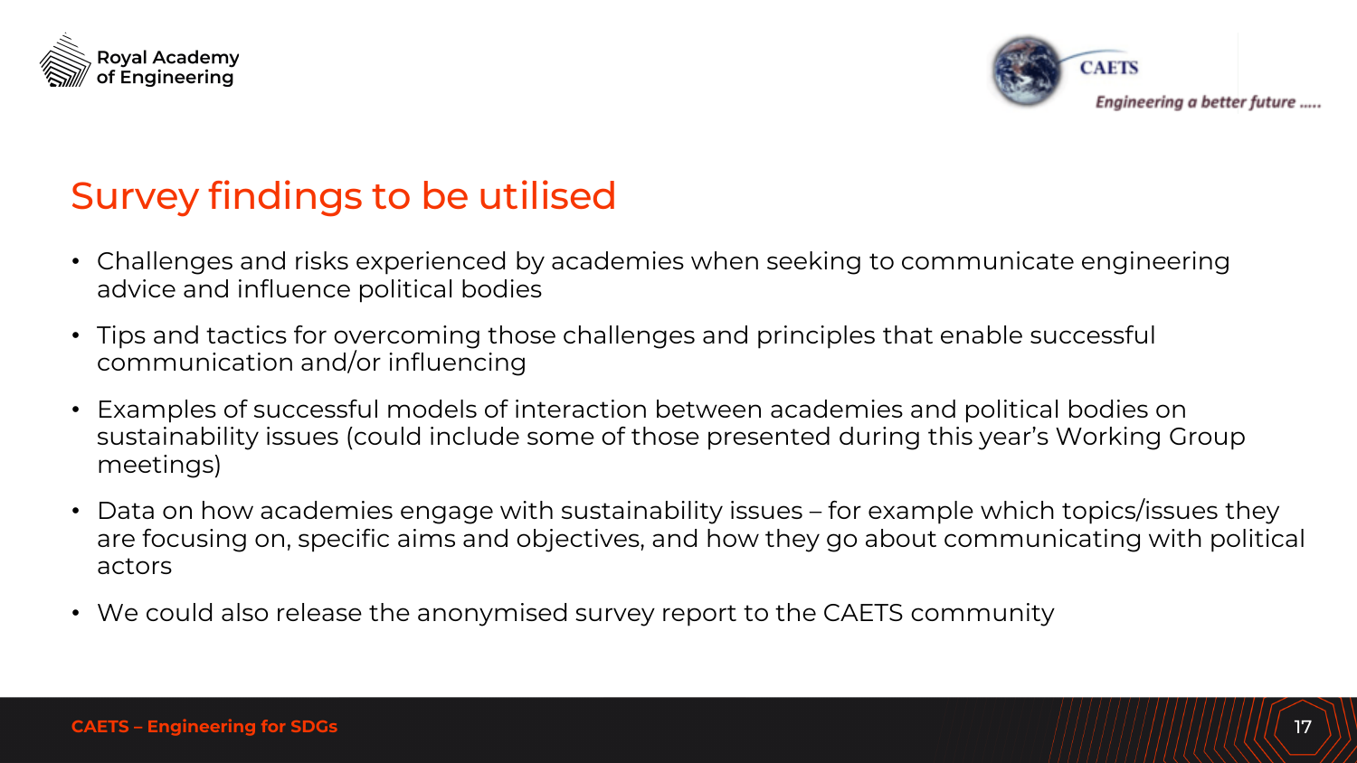## Survey findings to be utilised

- Challenges and risks experienced by academies when seeking to communicate engineering advice and influence political bodies
- Tips and tactics for overcoming those challenges and principles that enable successful communication and/or influencing
- Examples of successful models of interaction between academies and political bodies on sustainability issues (could include some of those presented during this year's Working Group meetings)
- Data on how academies engage with sustainability issues – for example which topics/issues they are focusing on, specific aims and objectives, and how they go about communicating with political actors
- We could also release the anonymised survey report to the CAETS community